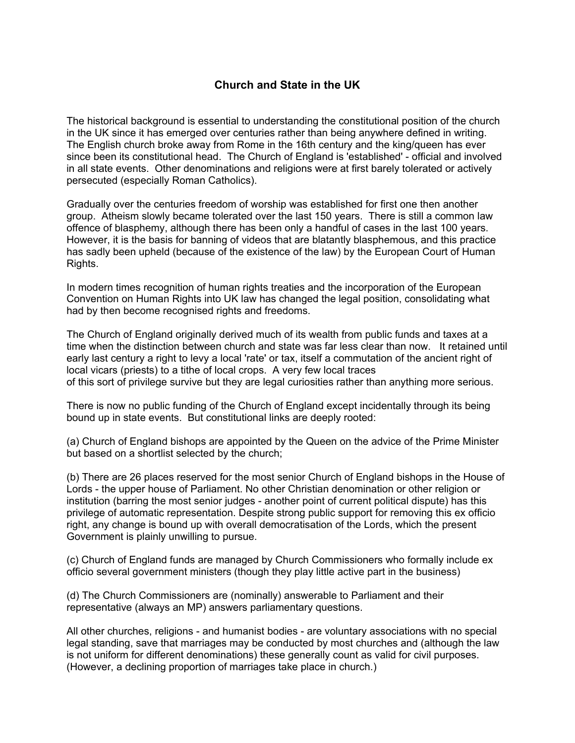# Church and State in the UK

The historical background is essential to understanding the constitutional position of the church in the UK since it has emerged over centuries rather than being anywhere defined in writing. The English church broke away from Rome in the 16th century and the king/queen has ever since been its constitutional head. The Church of England is 'established' - official and involved in all state events. Other denominations and religions were at first barely tolerated or actively persecuted (especially Roman Catholics).

Gradually over the centuries freedom of worship was established for first one then another group. Atheism slowly became tolerated over the last 150 years. There is still a common law offence of blasphemy, although there has been only a handful of cases in the last 100 years. However, it is the basis for banning of videos that are blatantly blasphemous, and this practice has sadly been upheld (because of the existence of the law) by the European Court of Human Rights.

In modern times recognition of human rights treaties and the incorporation of the European Convention on Human Rights into UK law has changed the legal position, consolidating what had by then become recognised rights and freedoms.

The Church of England originally derived much of its wealth from public funds and taxes at a time when the distinction between church and state was far less clear than now. It retained until early last century a right to levy a local 'rate' or tax, itself a commutation of the ancient right of local vicars (priests) to a tithe of local crops. A very few local traces of this sort of privilege survive but they are legal curiosities rather than anything more serious.

There is now no public funding of the Church of England except incidentally through its being bound up in state events. But constitutional links are deeply rooted:

(a) Church of England bishops are appointed by the Queen on the advice of the Prime Minister but based on a shortlist selected by the church;

(b) There are 26 places reserved for the most senior Church of England bishops in the House of Lords - the upper house of Parliament. No other Christian denomination or other religion or institution (barring the most senior judges - another point of current political dispute) has this privilege of automatic representation. Despite strong public support for removing this ex officio right, any change is bound up with overall democratisation of the Lords, which the present Government is plainly unwilling to pursue.

(c) Church of England funds are managed by Church Commissioners who formally include ex officio several government ministers (though they play little active part in the business)

(d) The Church Commissioners are (nominally) answerable to Parliament and their representative (always an MP) answers parliamentary questions.

All other churches, religions - and humanist bodies - are voluntary associations with no special legal standing, save that marriages may be conducted by most churches and (although the law is not uniform for different denominations) these generally count as valid for civil purposes. (However, a declining proportion of marriages take place in church.)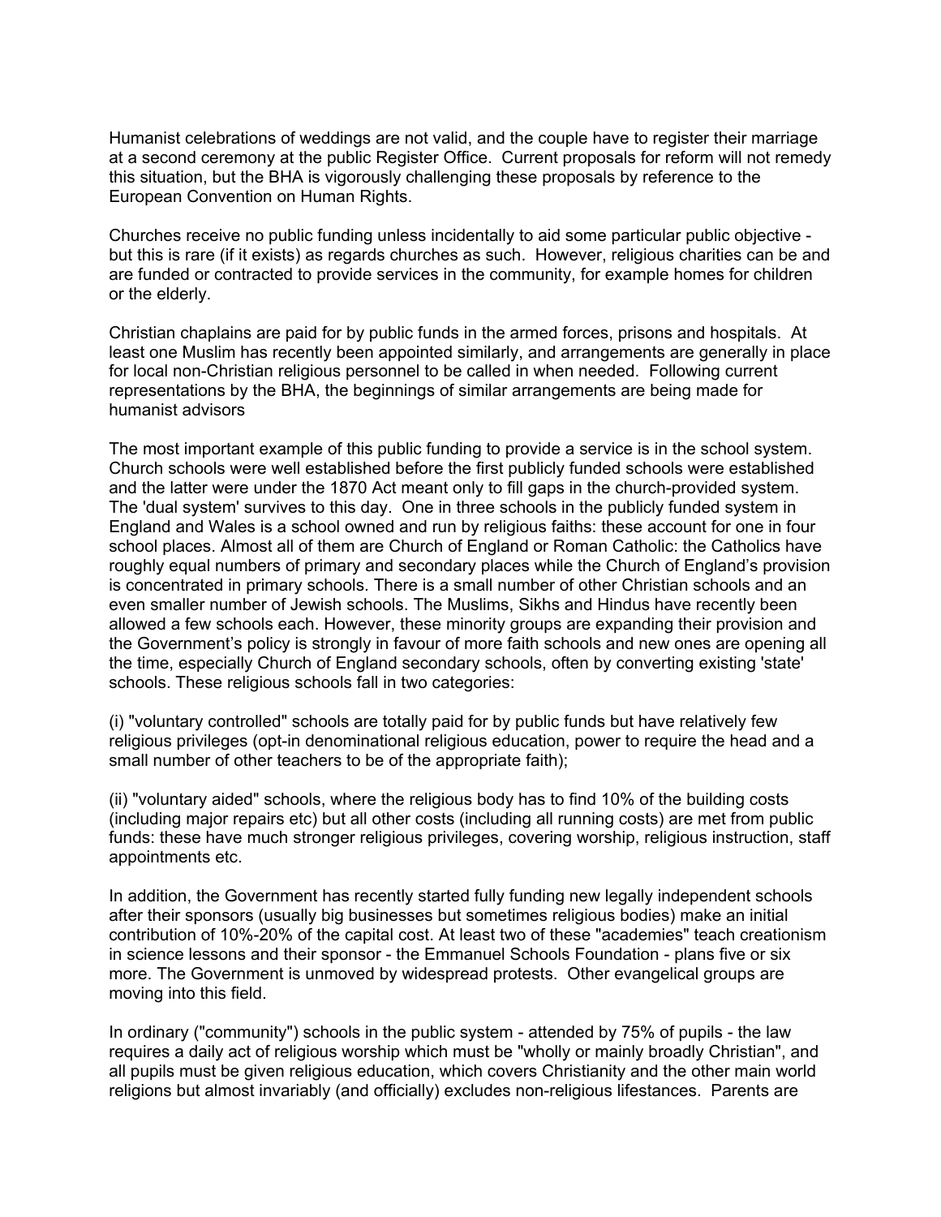Humanist celebrations of weddings are not valid, and the couple have to register their marriage at a second ceremony at the public Register Office. Current proposals for reform will not remedy this situation, but the BHA is vigorously challenging these proposals by reference to the European Convention on Human Rights.

Churches receive no public funding unless incidentally to aid some particular public objective - but this is rare (if it exists) as regards churches as such. However, religious charities can be and are funded or contracted to provide services in the community, for example homes for children or the elderly.

Christian chaplains are paid for by public funds in the armed forces, prisons and hospitals. At least one Muslim has recently been appointed similarly, and arrangements are generally in place for local non-Christian religious personnel to be called in when needed. Following current representations by the BHA, the beginnings of similar arrangements are being made for humanist advisors

The most important example of this public funding to provide a service is in the school system. Church schools were well established before the first publicly funded schools were established and the latter were under the 1870 Act meant only to fill gaps in the church-provided system. The 'dual system' survives to this day. One in three schools in the publicly funded system in England and Wales is a school owned and run by religious faiths: these account for one in four school places. Almost all of them are Church of England or Roman Catholic: the Catholics have roughly equal numbers of primary and secondary places while the Church of England's provision is concentrated in primary schools. There is a small number of other Christian schools and an even smaller number of Jewish schools. The Muslims, Sikhs and Hindus have recently been allowed a few schools each. However, these minority groups are expanding their provision and the Government's policy is strongly in favour of more faith schools and new ones are opening all the time, especially Church of England secondary schools, often by converting existing 'state' schools. These religious schools fall in two categories:

(i) "voluntary controlled" schools are totally paid for by public funds but have relatively few religious privileges (opt-in denominational religious education, power to require the head and a small number of other teachers to be of the appropriate faith);

(ii) "voluntary aided" schools, where the religious body has to find 10% of the building costs (including major repairs etc) but all other costs (including all running costs) are met from public funds: these have much stronger religious privileges, covering worship, religious instruction, staff appointments etc.

In addition, the Government has recently started fully funding new legally independent schools after their sponsors (usually big businesses but sometimes religious bodies) make an initial contribution of 10%-20% of the capital cost. At least two of these "academies" teach creationism in science lessons and their sponsor - the Emmanuel Schools Foundation - plans five or six more. The Government is unmoved by widespread protests. Other evangelical groups are moving into this field.

In ordinary ("community") schools in the public system - attended by 75% of pupils - the law requires a daily act of religious worship which must be "wholly or mainly broadly Christian", and all pupils must be given religious education, which covers Christianity and the other main world religions but almost invariably (and officially) excludes non-religious lifestances. Parents are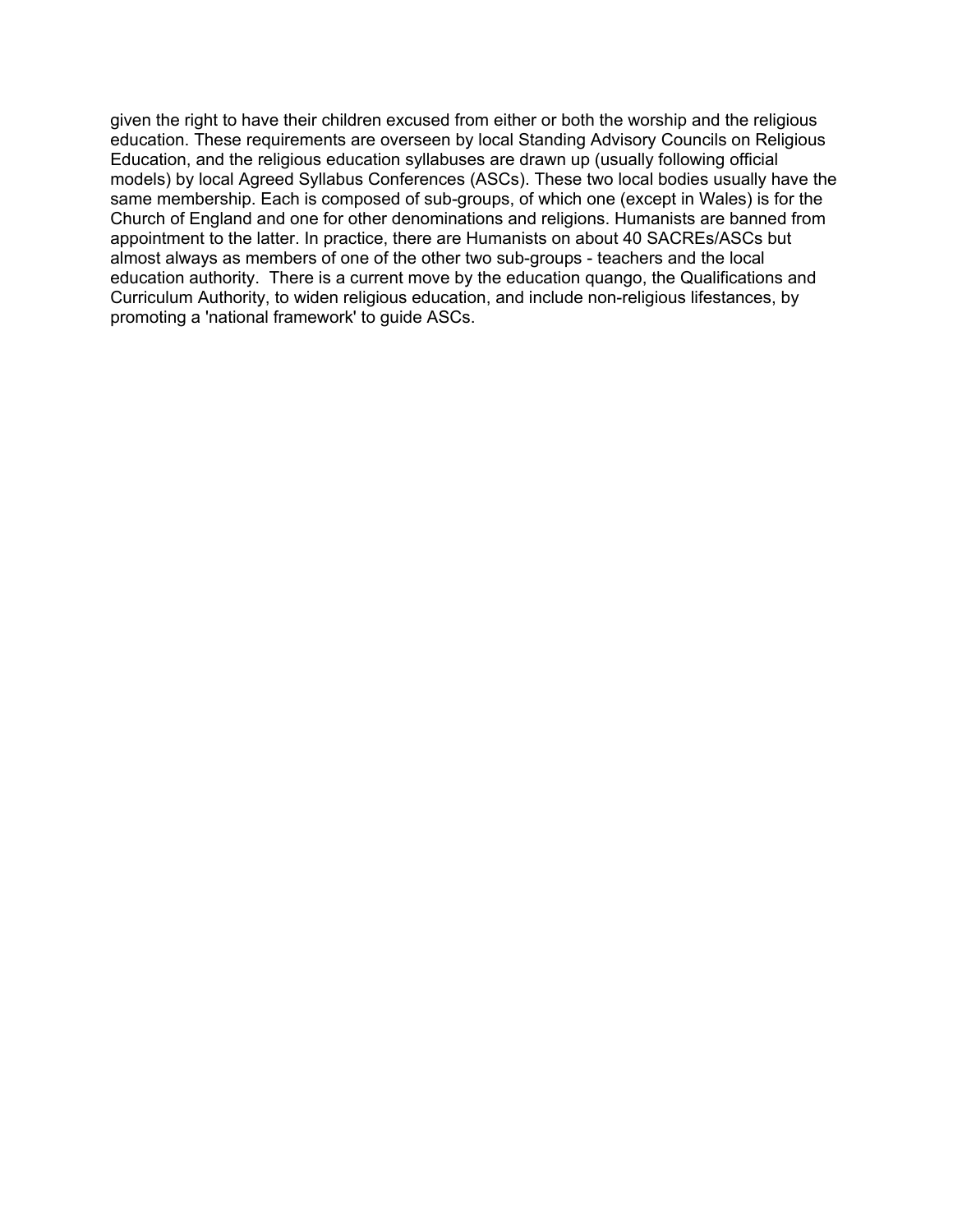given the right to have their children excused from either or both the worship and the religious education. These requirements are overseen by local Standing Advisory Councils on Religious Education, and the religious education syllabuses are drawn up (usually following official models) by local Agreed Syllabus Conferences (ASCs). These two local bodies usually have the same membership. Each is composed of sub-groups, of which one (except in Wales) is for the Church of England and one for other denominations and religions. Humanists are banned from appointment to the latter. In practice, there are Humanists on about 40 SACREs/ASCs but almost always as members of one of the other two sub-groups - teachers and the local education authority. There is a current move by the education quango, the Qualifications and Curriculum Authority, to widen religious education, and include non-religious lifestances, by promoting a 'national framework' to guide ASCs.